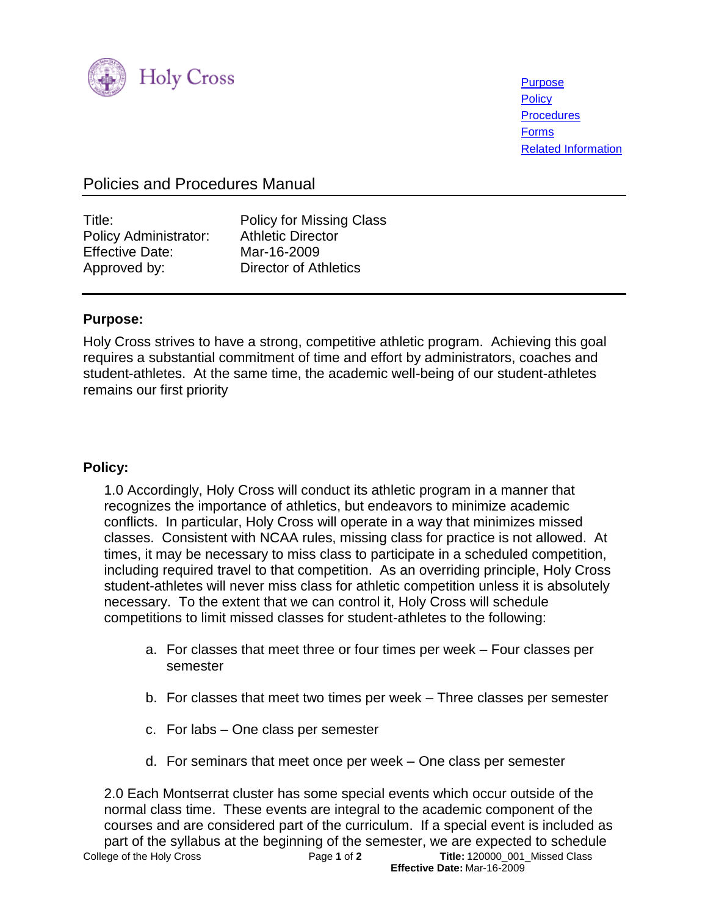Holy Cross

[Purpose](#)
[Policy](#)
[Procedures](#)
[Forms](#)
[Related Information](#)

# Policies and Procedures Manual

| | |
|---|---|
| Title: | Policy for Missing Class |
| Policy Administrator: | Athletic Director |
| Effective Date: | Mar-16-2009 |
| Approved by: | Director of Athletics |

## Purpose:

Holy Cross strives to have a strong, competitive athletic program. Achieving this goal requires a substantial commitment of time and effort by administrators, coaches and student-athletes. At the same time, the academic well-being of our student-athletes remains our first priority

## Policy:

1.0 Accordingly, Holy Cross will conduct its athletic program in a manner that recognizes the importance of athletics, but endeavors to minimize academic conflicts. In particular, Holy Cross will operate in a way that minimizes missed classes. Consistent with NCAA rules, missing class for practice is not allowed. At times, it may be necessary to miss class to participate in a scheduled competition, including required travel to that competition. As an overriding principle, Holy Cross student-athletes will never miss class for athletic competition unless it is absolutely necessary. To the extent that we can control it, Holy Cross will schedule competitions to limit missed classes for student-athletes to the following:

a. For classes that meet three or four times per week – Four classes per semester

b. For classes that meet two times per week – Three classes per semester

c. For labs – One class per semester

d. For seminars that meet once per week – One class per semester

2.0 Each Montserrat cluster has some special events which occur outside of the normal class time. These events are integral to the academic component of the courses and are considered part of the curriculum. If a special event is included as part of the syllabus at the beginning of the semester, we are expected to schedule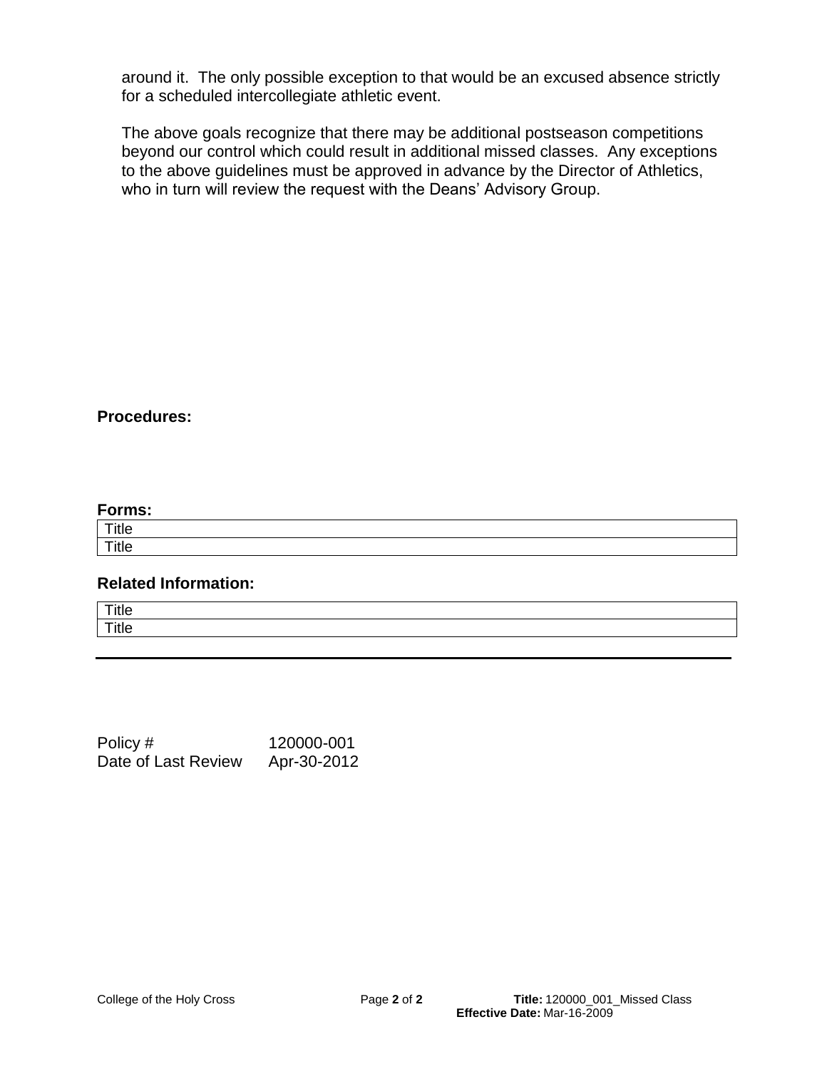around it. The only possible exception to that would be an excused absence strictly for a scheduled intercollegiate athletic event.

The above goals recognize that there may be additional postseason competitions beyond our control which could result in additional missed classes. Any exceptions to the above guidelines must be approved in advance by the Director of Athletics, who in turn will review the request with the Deans' Advisory Group.

**Procedures:**

**Forms:**

| |
|---|
| Title |
| Title |

**Related Information:**

| |
|---|
| Title |
| Title |

---

| | |
|---|---|
| Policy # | 120000-001 |
| Date of Last Review | Apr-30-2012 |